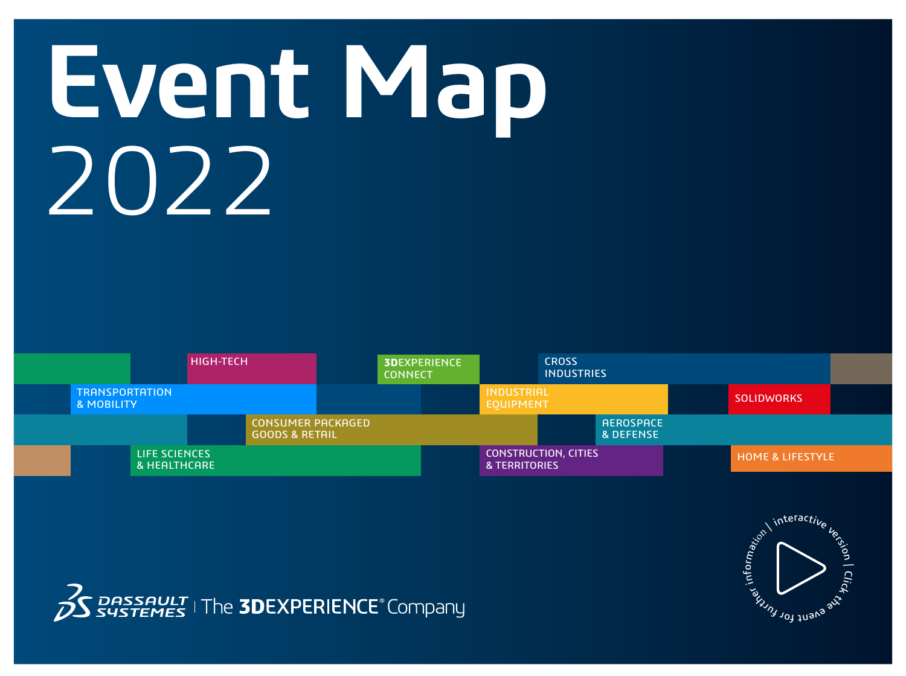# Event Map 2022

- HIGH-TECH
- 3DEXPERIENCE CONNECT
- CROSS INDUSTRIES
- TRANSPORTATION & MOBILITY
- INDUSTRIAL EQUIPMENT
- SOLIDWORKS
- CONSUMER PACKAGED GOODS & RETAIL
- AEROSPACE & DEFENSE
- LIFE SCIENCES & HEALTHCARE
- CONSTRUCTION, CITIES & TERRITORIES
- HOME & LIFESTYLE

interactive version | Click the event for further information |

DASSAULT SYSTEMES | The 3DEXPERIENCE® Company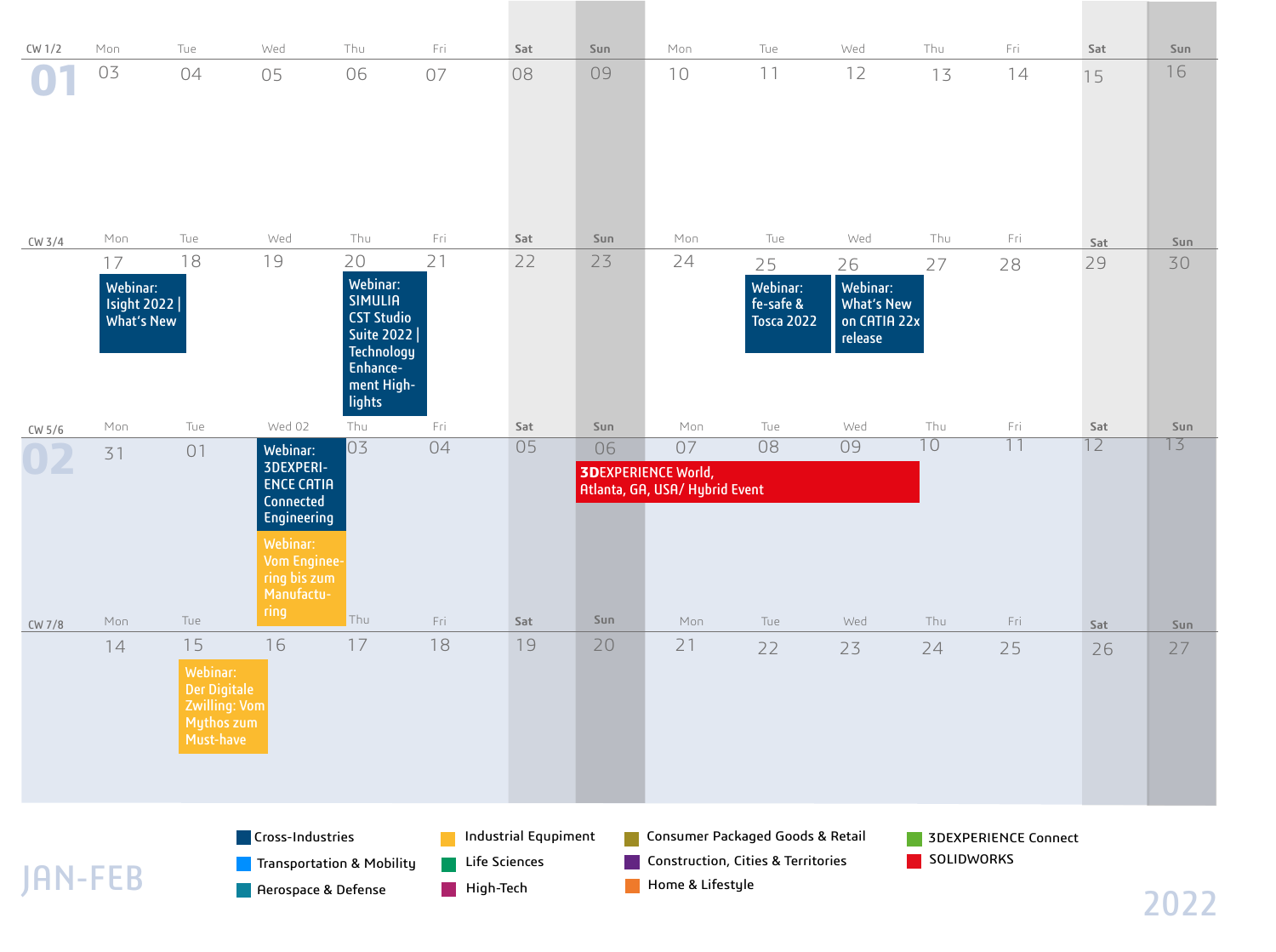# JAN-FEB 2022

## January (01)

| CW 1/2 | Mon | Tue | Wed | Thu | Fri | Sat | Sun | Mon | Tue | Wed | Thu | Fri | Sat | Sun |
|---|---|---|---|---|---|---|---|---|---|---|---|---|---|---|
| | 03 | 04 | 05 | 06 | 07 | 08 | 09 | 10 | 11 | 12 | 13 | 14 | 15 | 16 |

| CW 3/4 | Mon | Tue | Wed | Thu | Fri | Sat | Sun | Mon | Tue | Wed | Thu | Fri | Sat | Sun |
|---|---|---|---|---|---|---|---|---|---|---|---|---|---|---|
| | 17 | 18 | 19 | 20 | 21 | 22 | 23 | 24 | 25 | 26 | 27 | 28 | 29 | 30 |
| | Webinar: Isight 2022 \| What's New | | | Webinar: SIMULIA CST Studio Suite 2022 \| Technology Enhancement Highlights | | | | | Webinar: fe-safe & Tosca 2022 | Webinar: What's New on CATIA 22x release | | | | |

## February (02)

| CW 5/6 | Mon | Tue | Wed 02 | Thu | Fri | Sat | Sun | Mon | Tue | Wed | Thu | Fri | Sat | Sun |
|---|---|---|---|---|---|---|---|---|---|---|---|---|---|---|
| | 31 | 01 | | 03 | 04 | 05 | 06 | 07 | 08 | 09 | 10 | 11 | 12 | 13 |
| | | | Webinar: 3DEXPERIENCE CATIA Connected Engineering; Webinar: Vom Engineering bis zum Manufacturing | | | | **3D**EXPERIENCE World, Atlanta, GA, USA/ Hybrid Event (06–10) | | | | | | | |

| CW 7/8 | Mon | Tue | Wed | Thu | Fri | Sat | Sun | Mon | Tue | Wed | Thu | Fri | Sat | Sun |
|---|---|---|---|---|---|---|---|---|---|---|---|---|---|---|
| | 14 | 15 | 16 | 17 | 18 | 19 | 20 | 21 | 22 | 23 | 24 | 25 | 26 | 27 |
| | | Webinar: Der Digitale Zwilling: Vom Mythos zum Must-have | | | | | | | | | | | | |

**Legend:**

- Cross-Industries
- Transportation & Mobility
- Aerospace & Defense
- Industrial Equipment
- Life Sciences
- High-Tech
- Consumer Packaged Goods & Retail
- Construction, Cities & Territories
- Home & Lifestyle
- 3DEXPERIENCE Connect
- SOLIDWORKS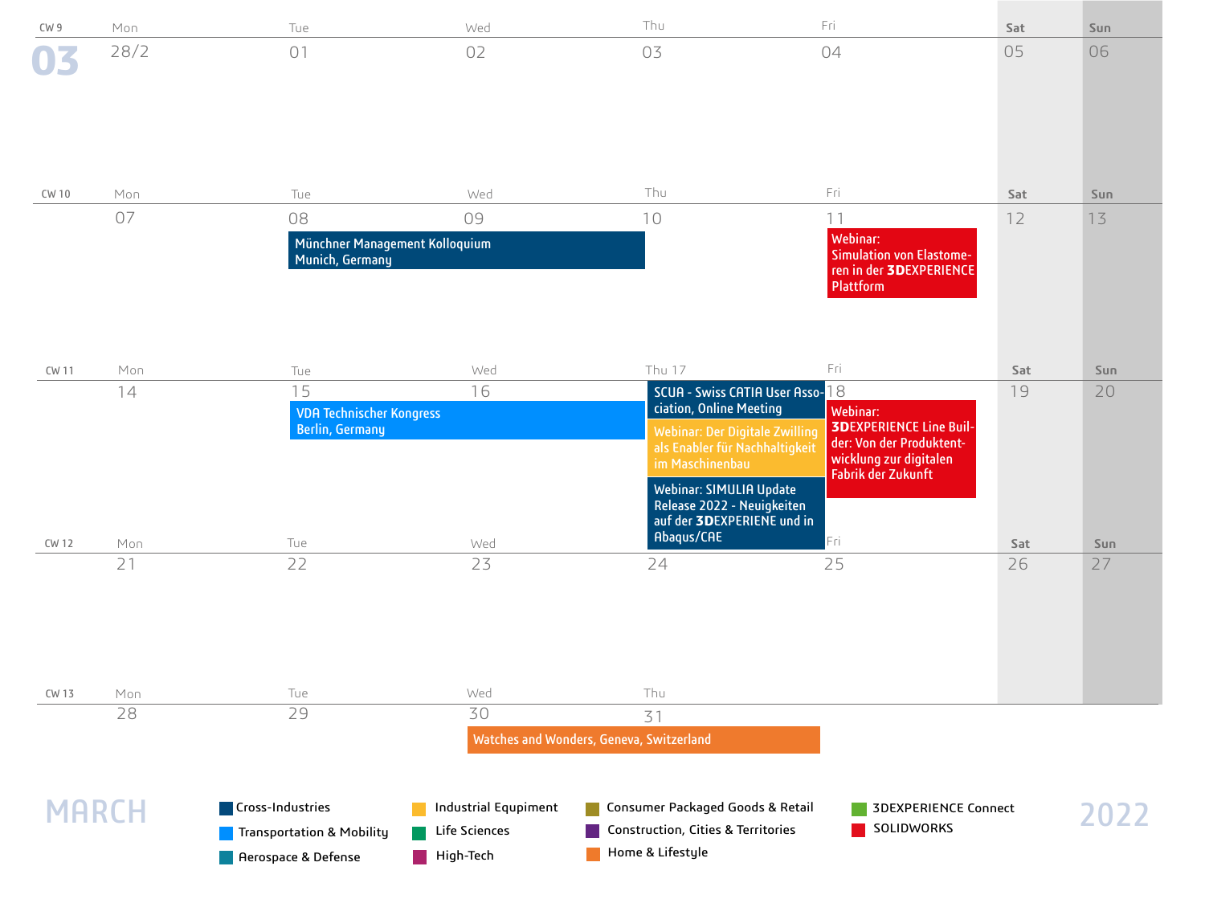# MARCH 2022

| CW | Mon | Tue | Wed | Thu | Fri | Sat | Sun |
|---|---|---|---|---|---|---|---|
| CW 9 | 28/2 | 01 | 02 | 03 | 04 | 05 | 06 |
| CW 10 | 07 | 08 Münchner Management Kolloquium Munich, Germany | 09 Münchner Management Kolloquium Munich, Germany | 10 | 11 Webinar: Simulation von Elastomeren in der **3D**EXPERIENCE Plattform | 12 | 13 |
| CW 11 | 14 | 15 VDA Technischer Kongress Berlin, Germany | 16 VDA Technischer Kongress Berlin, Germany | 17 SCUA - Swiss CATIA User Association, Online Meeting; Webinar: Der Digitale Zwilling als Enabler für Nachhaltigkeit im Maschinenbau; Webinar: SIMULIA Update Release 2022 - Neuigkeiten auf der **3D**EXPERIENE und in Abaqus/CAE | 18 Webinar: **3D**EXPERIENCE Line Builder: Von der Produktentwicklung zur digitalen Fabrik der Zukunft | 19 | 20 |
| CW 12 | 21 | 22 | 23 | 24 | 25 | 26 | 27 |
| CW 13 | 28 | 29 | 30 Watches and Wonders, Geneva, Switzerland | 31 Watches and Wonders, Geneva, Switzerland | | | |

**Legend:**

- Cross-Industries
- Transportation & Mobility
- Aerospace & Defense
- Industrial Equipment
- Life Sciences
- High-Tech
- Consumer Packaged Goods & Retail
- Construction, Cities & Territories
- Home & Lifestyle
- 3DEXPERIENCE Connect
- SOLIDWORKS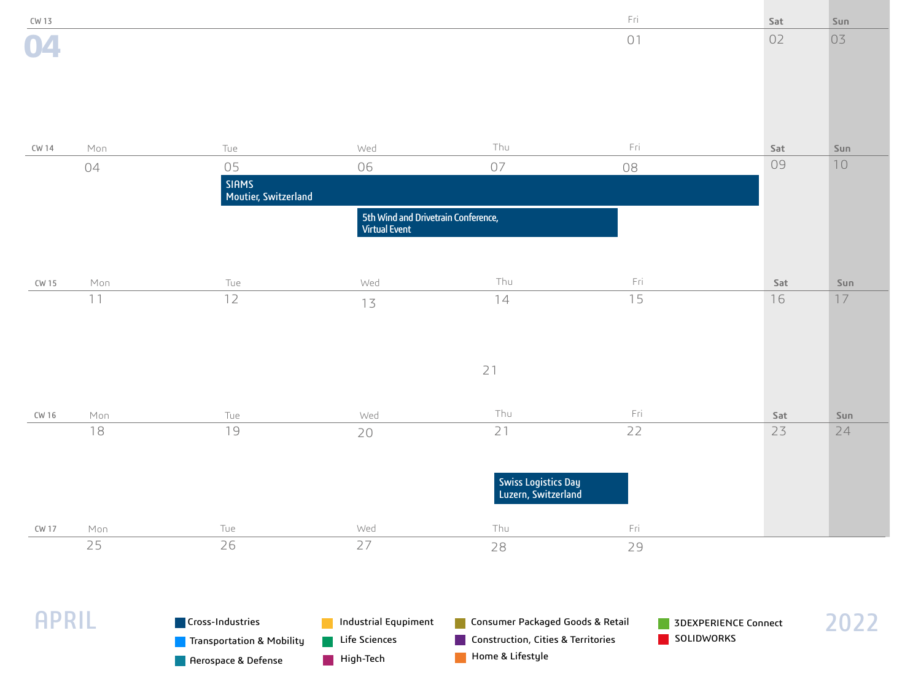# April 2022

| CW | Mon | Tue | Wed | Thu | Fri | Sat | Sun |
|---|---|---|---|---|---|---|---|
| CW 13 | | | | | 01 | 02 | 03 |
| CW 14 | 04 | 05 SIAMS Moutier, Switzerland | 06 5th Wind and Drivetrain Conference, Virtual Event | 07 | 08 | 09 | 10 |
| CW 15 | 11 | 12 | 13 | 14 | 15 | 16 | 17 |
| CW 16 | 18 | 19 | 20 | 21 Swiss Logistics Day Luzern, Switzerland | 22 | 23 | 24 |
| CW 17 | 25 | 26 | 27 | 28 | 29 | | |

Events:

- SIAMS, Moutier, Switzerland (Tue 05 – Fri 08)
- 5th Wind and Drivetrain Conference, Virtual Event (Wed 06 – Thu 07)
- Swiss Logistics Day, Luzern, Switzerland (Thu 21)

Legend:

- Cross-Industries
- Transportation & Mobility
- Aerospace & Defense
- Industrial Equipment
- Life Sciences
- High-Tech
- Consumer Packaged Goods & Retail
- Construction, Cities & Territories
- Home & Lifestyle
- 3DEXPERIENCE Connect
- SOLIDWORKS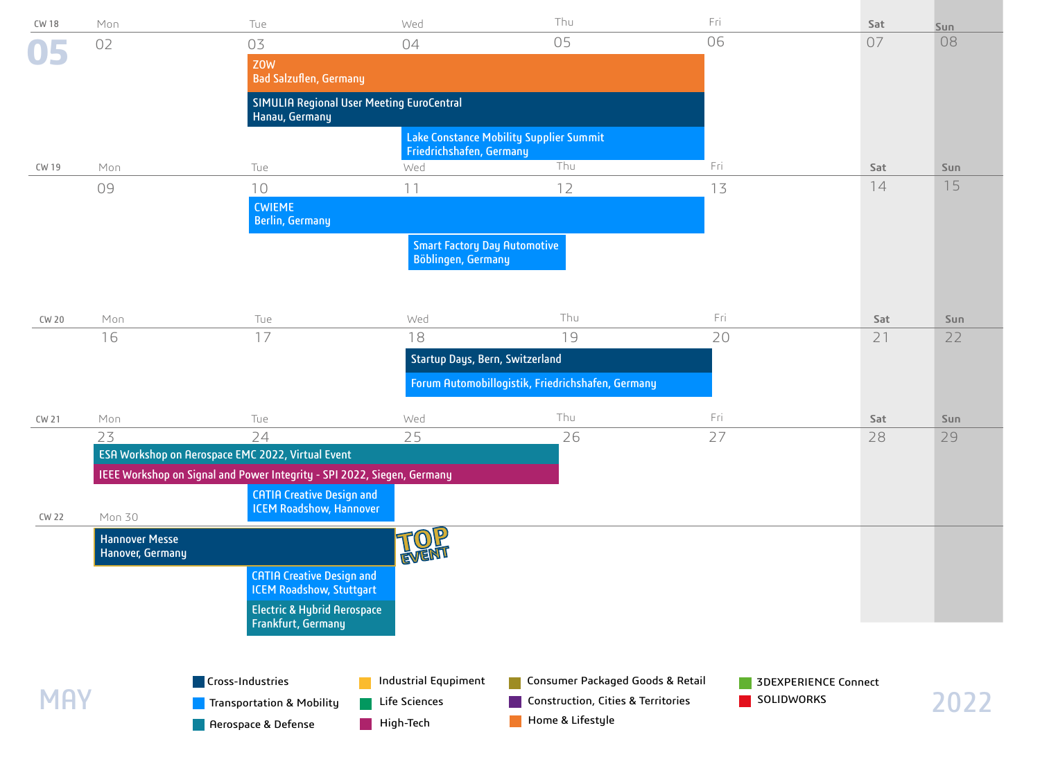# MAY 2022

## CW 18

| Mon | Tue | Wed | Thu | Fri | Sat | Sun |
|---|---|---|---|---|---|---|
| 02 | 03 | 04 | 05 | 06 | 07 | 08 |

- **ZOW**, Bad Salzuflen, Germany (Tue 03 – Thu 05)
- **SIMULIA Regional User Meeting EuroCentral**, Hanau, Germany (Tue 03 – Thu 05)
- **Lake Constance Mobility Supplier Summit**, Friedrichshafen, Germany (Wed 04 – Thu 05)

## CW 19

| Mon | Tue | Wed | Thu | Fri | Sat | Sun |
|---|---|---|---|---|---|---|
| 09 | 10 | 11 | 12 | 13 | 14 | 15 |

- **CWIEME**, Berlin, Germany (Tue 10 – Thu 12)
- **Smart Factory Day Automotive**, Böblingen, Germany (Wed 11)

## CW 20

| Mon | Tue | Wed | Thu | Fri | Sat | Sun |
|---|---|---|---|---|---|---|
| 16 | 17 | 18 | 19 | 20 | 21 | 22 |

- **Startup Days**, Bern, Switzerland (Wed 18 – Thu 19)
- **Forum Automobillogistik**, Friedrichshafen, Germany (Wed 18 – Thu 19)

## CW 21

| Mon | Tue | Wed | Thu | Fri | Sat | Sun |
|---|---|---|---|---|---|---|
| 23 | 24 | 25 | 26 | 27 | 28 | 29 |

- **ESA Workshop on Aerospace EMC 2022**, Virtual Event (Mon 23 – Wed 25)
- **IEEE Workshop on Signal and Power Integrity - SPI 2022**, Siegen, Germany (Mon 23 – Wed 25)
- **CATIA Creative Design and ICEM Roadshow**, Hannover (Tue 24)

## CW 22

| Mon |
|---|
| 30 |

- **Hannover Messe**, Hanover, Germany (Mon 30 – Tue 31) — TOP EVENT
- **CATIA Creative Design and ICEM Roadshow**, Stuttgart (Tue 31)
- **Electric & Hybrid Aerospace**, Frankfurt, Germany (Tue 31)

**Legend:**

- Cross-Industries
- Transportation & Mobility
- Aerospace & Defense
- Industrial Equipment
- Life Sciences
- High-Tech
- Consumer Packaged Goods & Retail
- Construction, Cities & Territories
- Home & Lifestyle
- 3DEXPERIENCE Connect
- SOLIDWORKS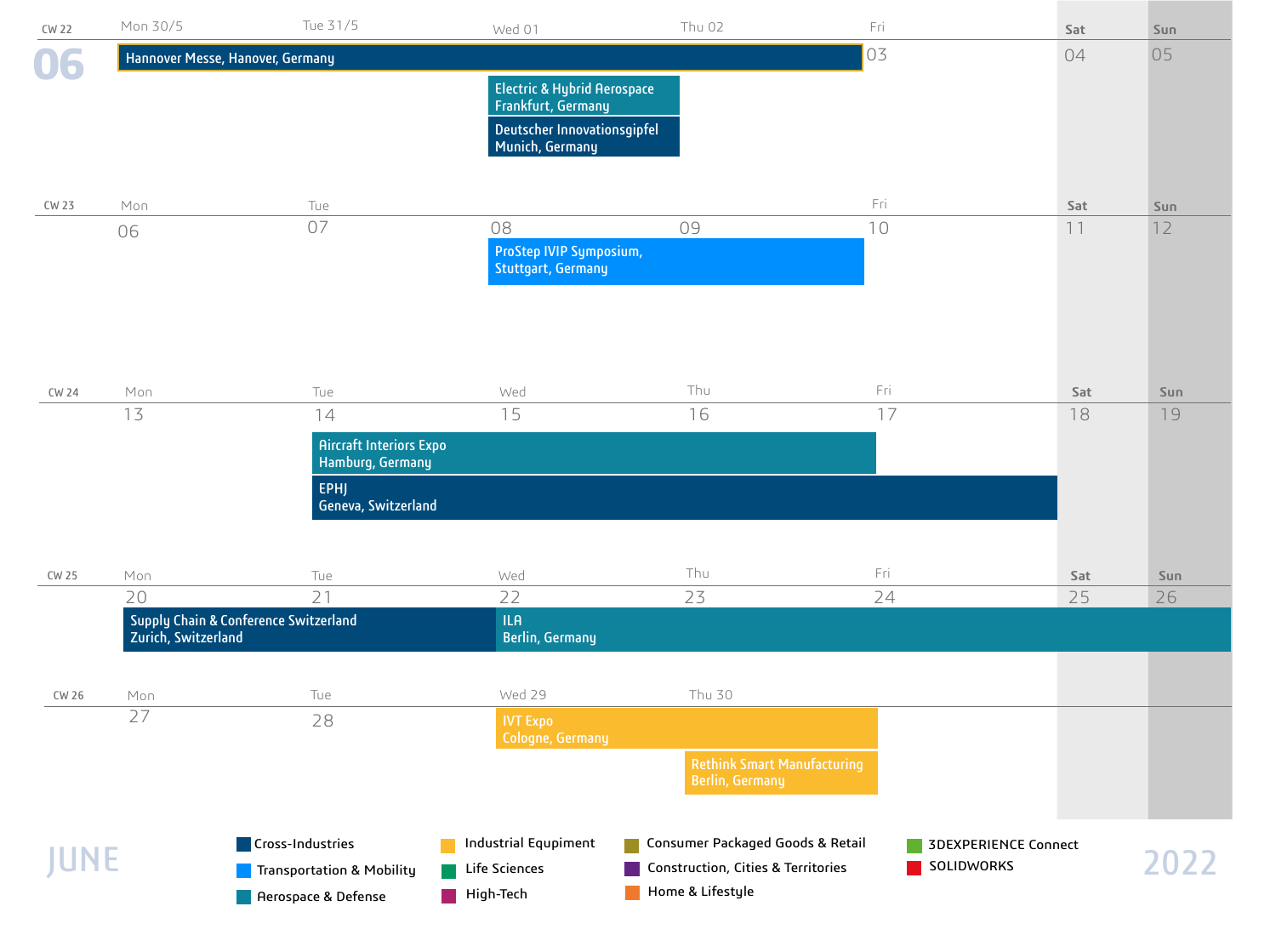# JUNE 2022

## 06

| CW | Mon | Tue | Wed | Thu | Fri | Sat | Sun |
|---|---|---|---|---|---|---|---|
| CW 22 | 30/5 | 31/5 | 01 | 02 | 03 | 04 | 05 |
| CW 23 | 06 | 07 | 08 | 09 | 10 | 11 | 12 |
| CW 24 | 13 | 14 | 15 | 16 | 17 | 18 | 19 |
| CW 25 | 20 | 21 | 22 | 23 | 24 | 25 | 26 |
| CW 26 | 27 | 28 | 29 | 30 | | | |

### CW 22
- Mon 30/5 – Thu 02: Hannover Messe, Hanover, Germany
- Wed 01: Electric & Hybrid Aerospace, Frankfurt, Germany
- Wed 01: Deutscher Innovationsgipfel, Munich, Germany

### CW 23
- Wed 08 – Thu 09: ProStep IVIP Symposium, Stuttgart, Germany

### CW 24
- Tue 14 – Thu 16: Aircraft Interiors Expo, Hamburg, Germany
- Tue 14 – Fri 17: EPHJ, Geneva, Switzerland

### CW 25
- Mon 20 – Tue 21: Supply Chain & Conference Switzerland, Zurich, Switzerland
- Wed 22 – Sun 26: ILA, Berlin, Germany

### CW 26
- Wed 29 – Thu 30: IVT Expo, Cologne, Germany
- Thu 30: Rethink Smart Manufacturing, Berlin, Germany

**Legend:**
- Cross-Industries
- Transportation & Mobility
- Aerospace & Defense
- Industrial Equipment
- Life Sciences
- High-Tech
- Consumer Packaged Goods & Retail
- Construction, Cities & Territories
- Home & Lifestyle
- 3DEXPERIENCE Connect
- SOLIDWORKS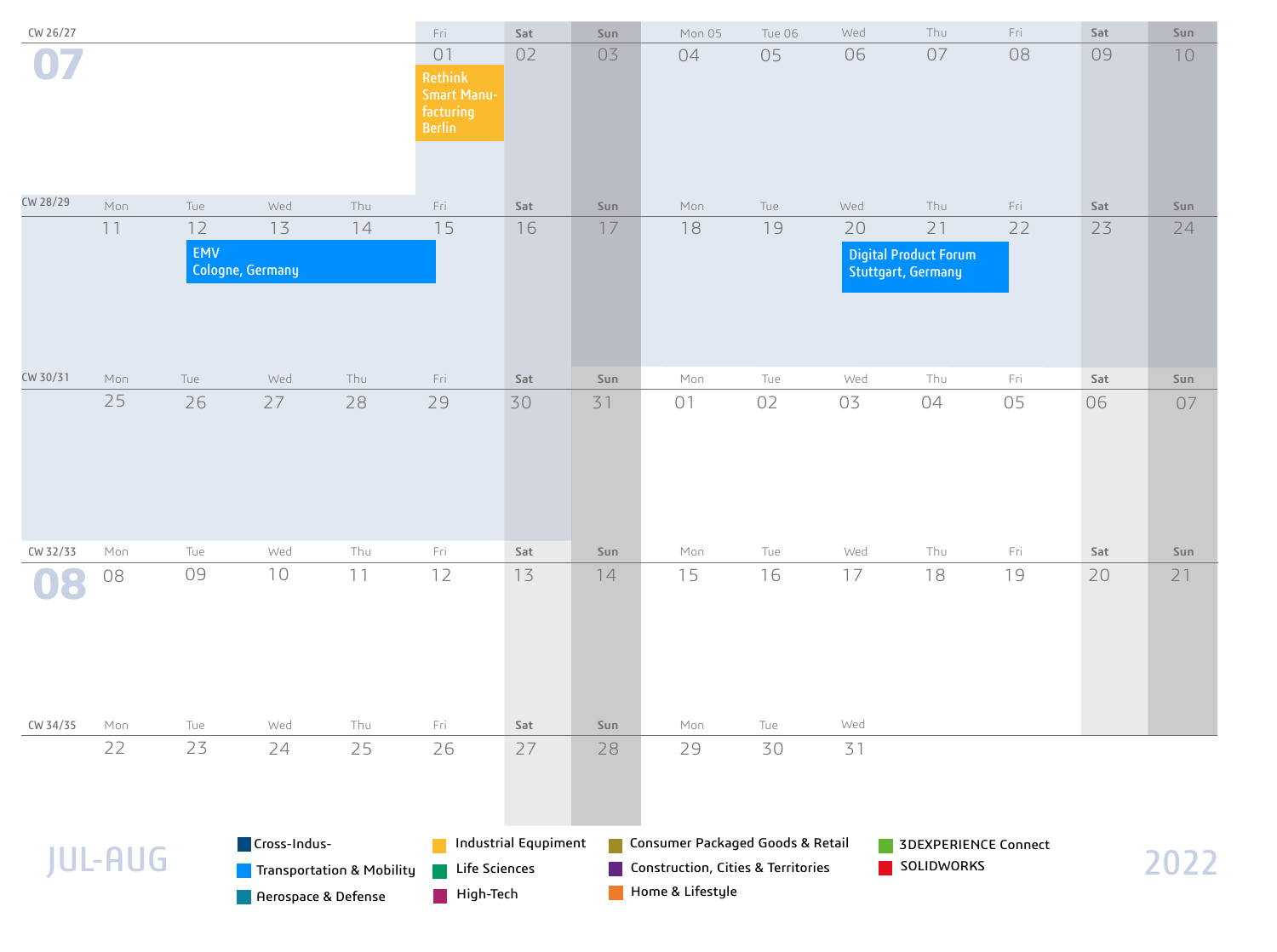# JUL-AUG 2022

## 07

| CW | Mon | Tue | Wed | Thu | Fri | Sat | Sun | Mon | Tue | Wed | Thu | Fri | Sat | Sun |
|---|---|---|---|---|---|---|---|---|---|---|---|---|---|---|
| CW 26/27 | | | | | 01 Rethink Smart Manu-facturing Berlin | 02 | 03 | 04 | 05 | 06 | 07 | 08 | 09 | 10 |
| CW 28/29 | 11 | 12 EMV Cologne, Germany | 13 | 14 | 15 | 16 | 17 | 18 | 19 | 20 Digital Product Forum Stuttgart, Germany | 21 | 22 | 23 | 24 |
| CW 30/31 | 25 | 26 | 27 | 28 | 29 | 30 | 31 | 01 | 02 | 03 | 04 | 05 | 06 | 07 |

## 08

| CW | Mon | Tue | Wed | Thu | Fri | Sat | Sun | Mon | Tue | Wed | Thu | Fri | Sat | Sun |
|---|---|---|---|---|---|---|---|---|---|---|---|---|---|---|
| CW 32/33 | 08 | 09 | 10 | 11 | 12 | 13 | 14 | 15 | 16 | 17 | 18 | 19 | 20 | 21 |
| CW 34/35 | 22 | 23 | 24 | 25 | 26 | 27 | 28 | 29 | 30 | 31 | | | | |

Legend:
- Cross-Indus-
- Transportation & Mobility
- Aerospace & Defense
- Industrial Equipment
- Life Sciences
- High-Tech
- Consumer Packaged Goods & Retail
- Construction, Cities & Territories
- Home & Lifestyle
- 3DEXPERIENCE Connect
- SOLIDWORKS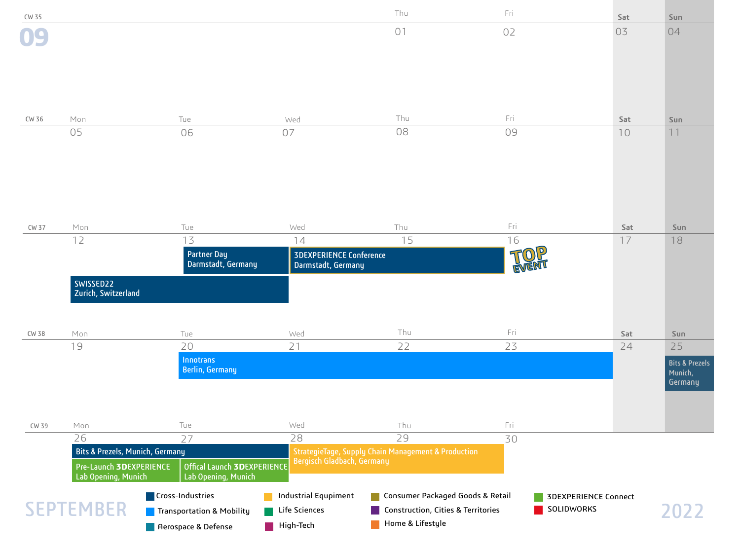# SEPTEMBER 2022

| CW | Mon | Tue | Wed | Thu | Fri | Sat | Sun |
|---|---|---|---|---|---|---|---|
| CW 35 | | | | 01 | 02 | 03 | 04 |
| CW 36 | 05 | 06 | 07 | 08 | 09 | 10 | 11 |
| CW 37 | 12 | 13 | 14 | 15 | 16 | 17 | 18 |
| CW 38 | 19 | 20 | 21 | 22 | 23 | 24 | 25 |
| CW 39 | 26 | 27 | 28 | 29 | 30 | | |

**CW 37**

- 12–13: SWISSED22, Zurich, Switzerland
- 13: Partner Day, Darmstadt, Germany
- 14–15: 3DEXPERIENCE Conference, Darmstadt, Germany — TOP EVENT

**CW 38**

- 20–23: Innotrans, Berlin, Germany
- 25: Bits & Prezels, Munich, Germany

**CW 39**

- 26–27: Bits & Prezels, Munich, Germany
- 26: Pre-Launch **3D**EXPERIENCE Lab Opening, Munich
- 27: Offical Launch **3D**EXPERIENCE Lab Opening, Munich
- 28–29: StrategieTage, Supply Chain Management & Production, Bergisch Gladbach, Germany

**Legend:**

- Cross-Industries
- Transportation & Mobility
- Aerospace & Defense
- Industrial Equipment
- Life Sciences
- High-Tech
- Consumer Packaged Goods & Retail
- Construction, Cities & Territories
- Home & Lifestyle
- 3DEXPERIENCE Connect
- SOLIDWORKS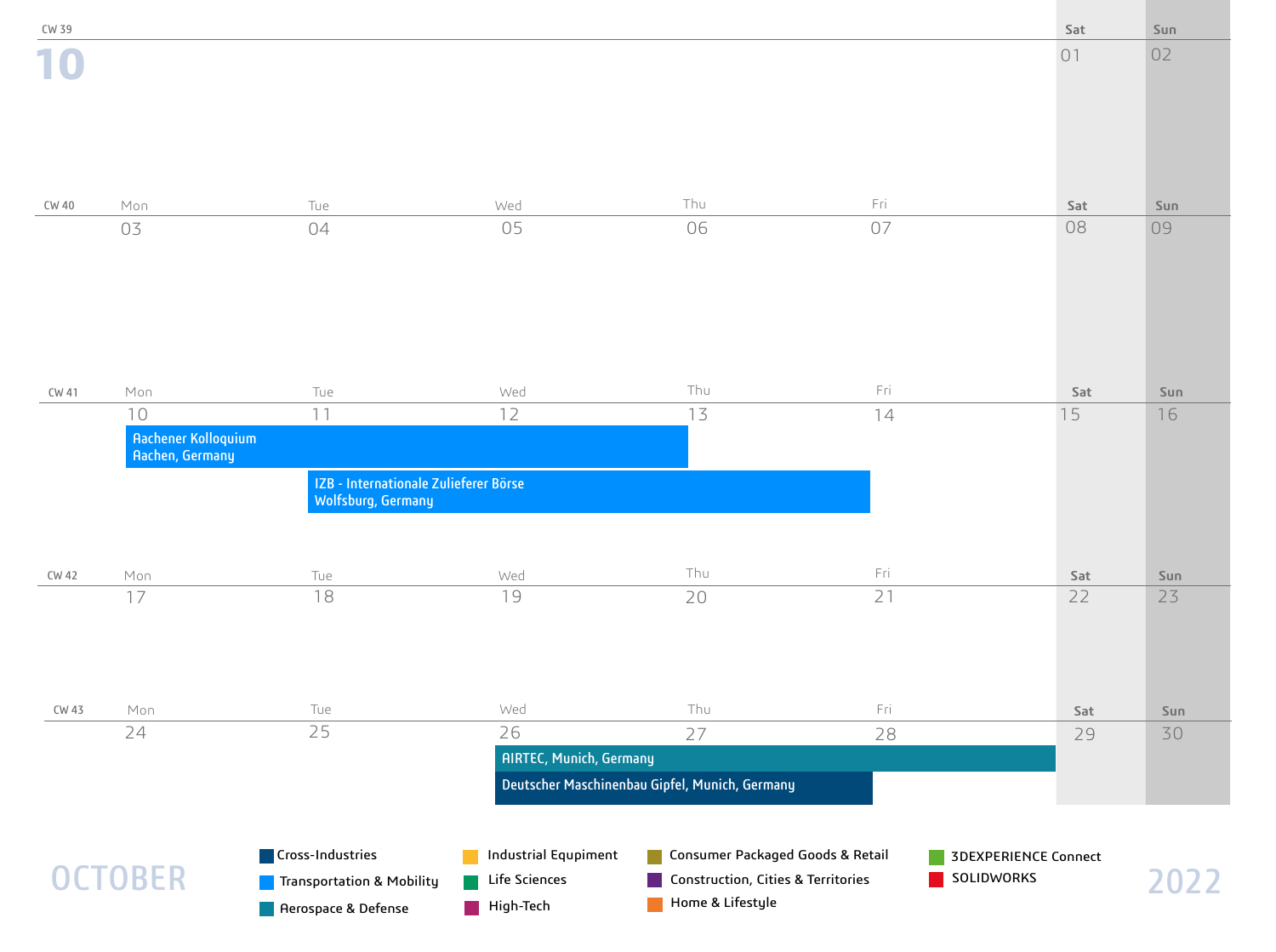# OCTOBER 2022

| CW | Mon | Tue | Wed | Thu | Fri | Sat | Sun |
|---|---|---|---|---|---|---|---|
| CW 39 | | | | | | 01 | 02 |
| CW 40 | 03 | 04 | 05 | 06 | 07 | 08 | 09 |
| CW 41 | 10 | 11 | 12 | 13 | 14 | 15 | 16 |
| CW 42 | 17 | 18 | 19 | 20 | 21 | 22 | 23 |
| CW 43 | 24 | 25 | 26 | 27 | 28 | 29 | 30 |

**Events:**

- **10–13:** Aachener Kolloquium, Aachen, Germany (Transportation & Mobility)
- **11–14:** IZB - Internationale Zulieferer Börse, Wolfsburg, Germany (Transportation & Mobility)
- **26–29:** AIRTEC, Munich, Germany (Aerospace & Defense)
- **26–28:** Deutscher Maschinenbau Gipfel, Munich, Germany (Cross-Industries)

**Legend:**

- Cross-Industries
- Transportation & Mobility
- Aerospace & Defense
- Industrial Equipment
- Life Sciences
- High-Tech
- Consumer Packaged Goods & Retail
- Construction, Cities & Territories
- Home & Lifestyle
- 3DEXPERIENCE Connect
- SOLIDWORKS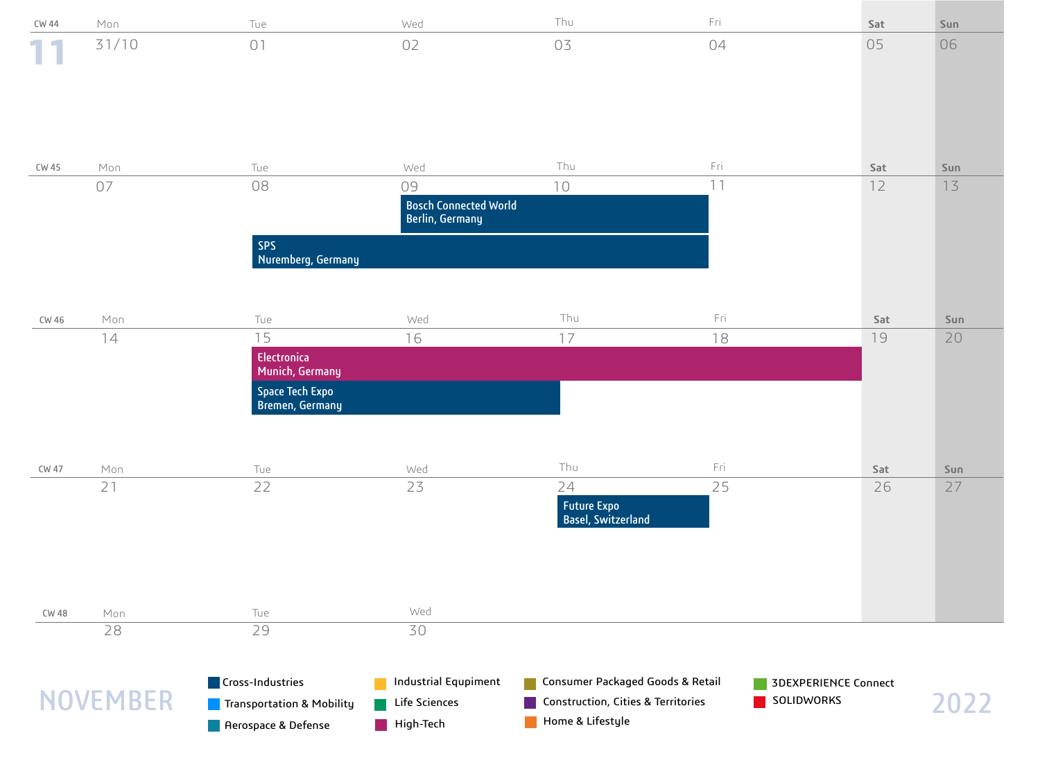# NOVEMBER 2022

| CW | Mon | Tue | Wed | Thu | Fri | Sat | Sun |
|---|---|---|---|---|---|---|---|
| CW 44 | 31/10 | 01 | 02 | 03 | 04 | 05 | 06 |
| CW 45 | 07 | 08 | 09 | 10 | 11 | 12 | 13 |
| CW 46 | 14 | 15 | 16 | 17 | 18 | 19 | 20 |
| CW 47 | 21 | 22 | 23 | 24 | 25 | 26 | 27 |
| CW 48 | 28 | 29 | 30 | | | | |

**Events:**

- **Bosch Connected World**, Berlin, Germany — Wed 09 – Fri 11 (Cross-Industries)
- **SPS**, Nuremberg, Germany — Tue 08 – Fri 11 (Cross-Industries)
- **Electronica**, Munich, Germany — Tue 15 – Fri 18 (High-Tech)
- **Space Tech Expo**, Bremen, Germany — Tue 15 – Wed 16 (Cross-Industries)
- **Future Expo**, Basel, Switzerland — Thu 24 (Cross-Industries)

**Legend:**

- Cross-Industries
- Transportation & Mobility
- Aerospace & Defense
- Industrial Equipment
- Life Sciences
- High-Tech
- Consumer Packaged Goods & Retail
- Construction, Cities & Territories
- Home & Lifestyle
- 3DEXPERIENCE Connect
- SOLIDWORKS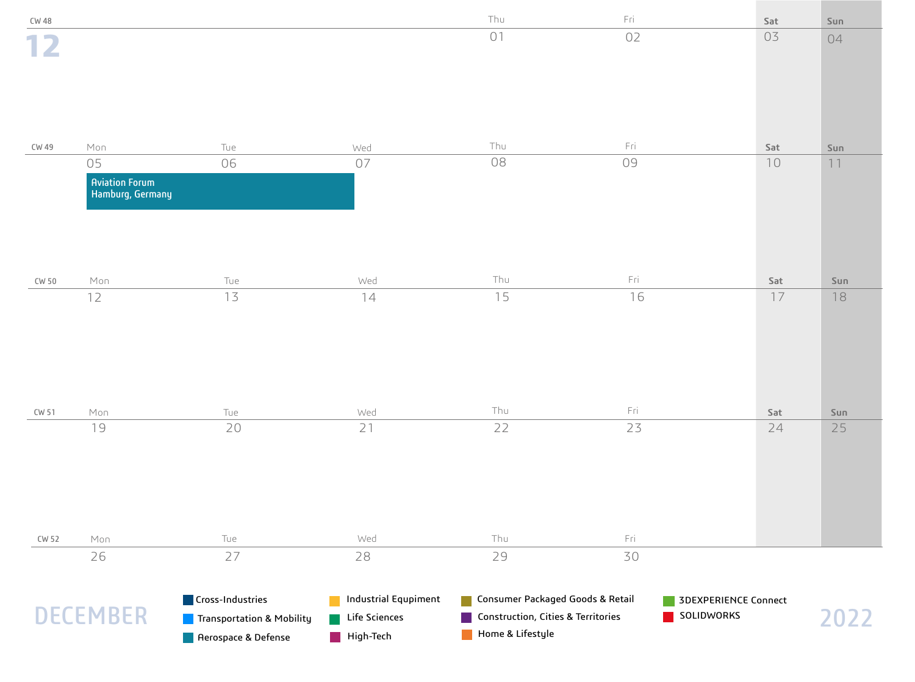# DECEMBER 2022

| CW | Mon | Tue | Wed | Thu | Fri | Sat | Sun |
|---|---|---|---|---|---|---|---|
| CW 48 | | | | 01 | 02 | 03 | 04 |
| CW 49 | 05 Aviation Forum Hamburg, Germany | 06 Aviation Forum Hamburg, Germany | 07 | 08 | 09 | 10 | 11 |
| CW 50 | 12 | 13 | 14 | 15 | 16 | 17 | 18 |
| CW 51 | 19 | 20 | 21 | 22 | 23 | 24 | 25 |
| CW 52 | 26 | 27 | 28 | 29 | 30 | | |

Cross-Industries
Transportation & Mobility
Aerospace & Defense
Industrial Equipment
Life Sciences
High-Tech
Consumer Packaged Goods & Retail
Construction, Cities & Territories
Home & Lifestyle
3DEXPERIENCE Connect
SOLIDWORKS